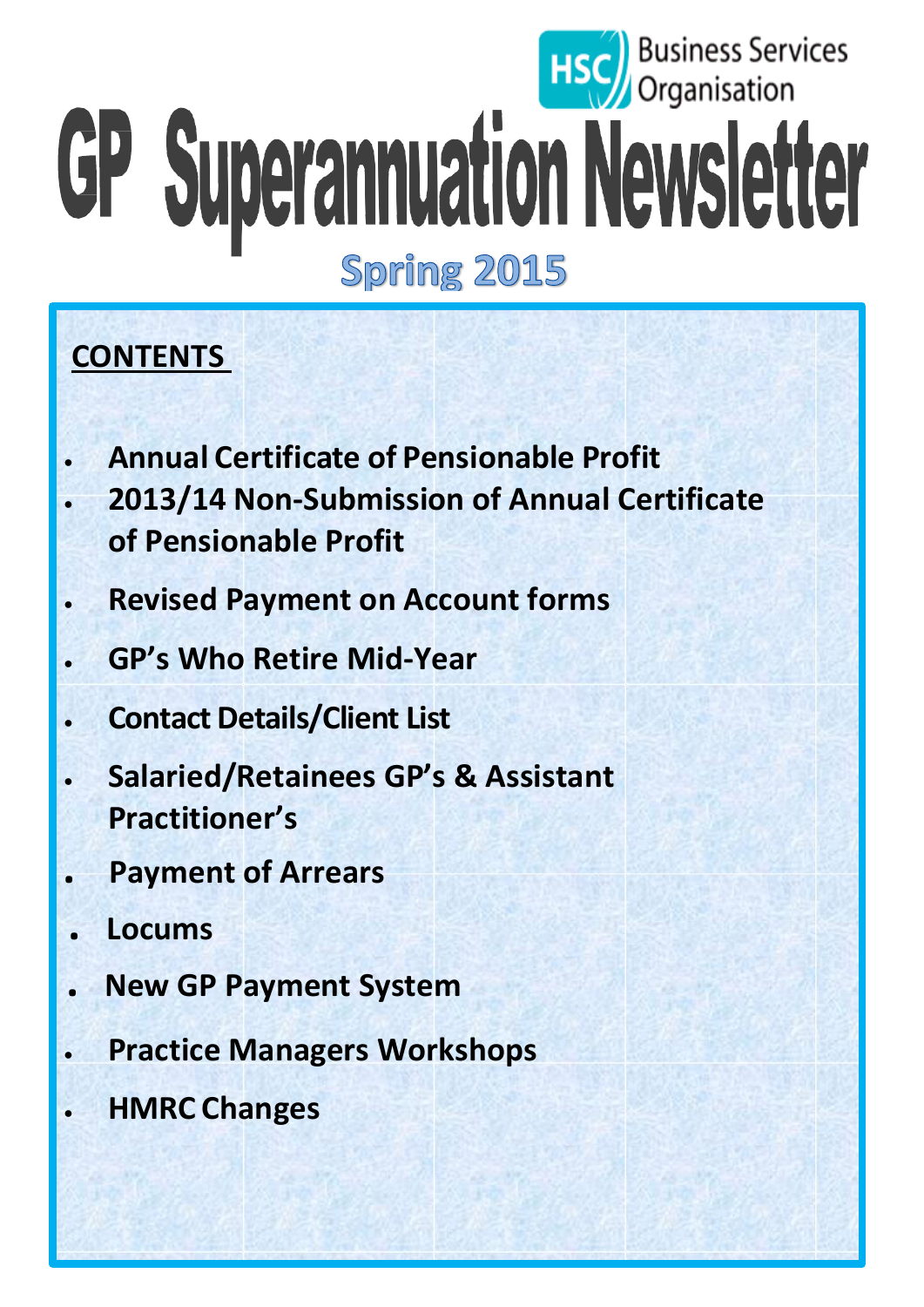Business Services Organisation

# GP Superannuation Newsletter

## Spring 2015

**CONTENTS**

- **Annual Certificate of Pensionable Profit**
- **2013/14 Non-Submission of Annual Certificate of Pensionable Profit**
- **Revised Payment on Account forms**
- **GP's Who Retire Mid-Year**
- **Contact Details/Client List**
- **Salaried/Retainees GP's & Assistant Practitioner's**
- **Payment of Arrears**
- **Locums**
- **New GP Payment System**
- **Practice Managers Workshops**
- **HMRC Changes**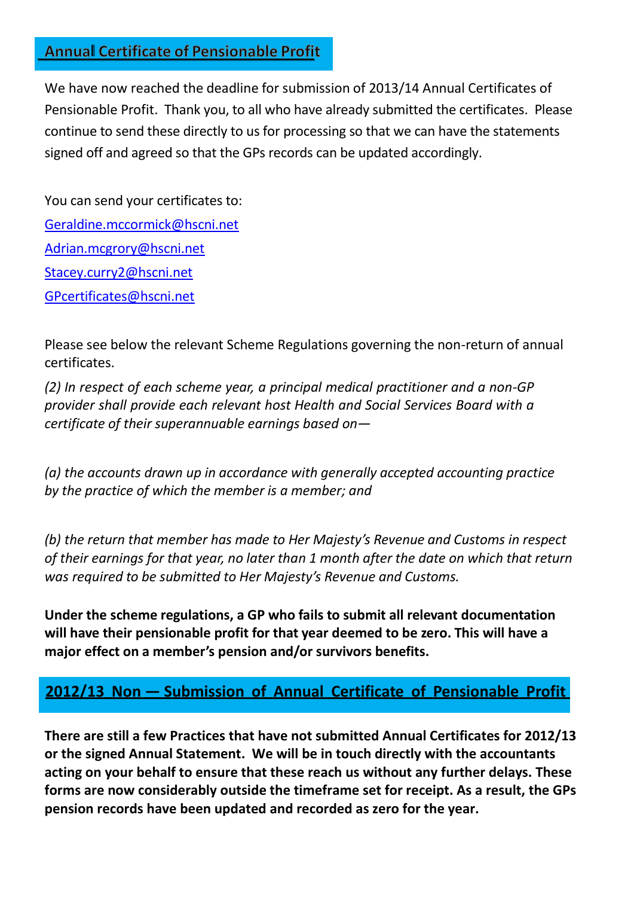## Annual Certificate of Pensionable Profit

We have now reached the deadline for submission of 2013/14 Annual Certificates of Pensionable Profit. Thank you, to all who have already submitted the certificates. Please continue to send these directly to us for processing so that we can have the statements signed off and agreed so that the GPs records can be updated accordingly.

You can send your certificates to:

Geraldine.mccormick@hscni.net
Adrian.mcgrory@hscni.net
Stacey.curry2@hscni.net
GPcertificates@hscni.net

Please see below the relevant Scheme Regulations governing the non-return of annual certificates.

*(2) In respect of each scheme year, a principal medical practitioner and a non-GP provider shall provide each relevant host Health and Social Services Board with a certificate of their superannuable earnings based on—*

*(a) the accounts drawn up in accordance with generally accepted accounting practice by the practice of which the member is a member; and*

*(b) the return that member has made to Her Majesty's Revenue and Customs in respect of their earnings for that year, no later than 1 month after the date on which that return was required to be submitted to Her Majesty's Revenue and Customs.*

**Under the scheme regulations, a GP who fails to submit all relevant documentation will have their pensionable profit for that year deemed to be zero. This will have a major effect on a member's pension and/or survivors benefits.**

## 2012/13 Non — Submission of Annual Certificate of Pensionable Profit

**There are still a few Practices that have not submitted Annual Certificates for 2012/13 or the signed Annual Statement. We will be in touch directly with the accountants acting on your behalf to ensure that these reach us without any further delays. These forms are now considerably outside the timeframe set for receipt. As a result, the GPs pension records have been updated and recorded as zero for the year.**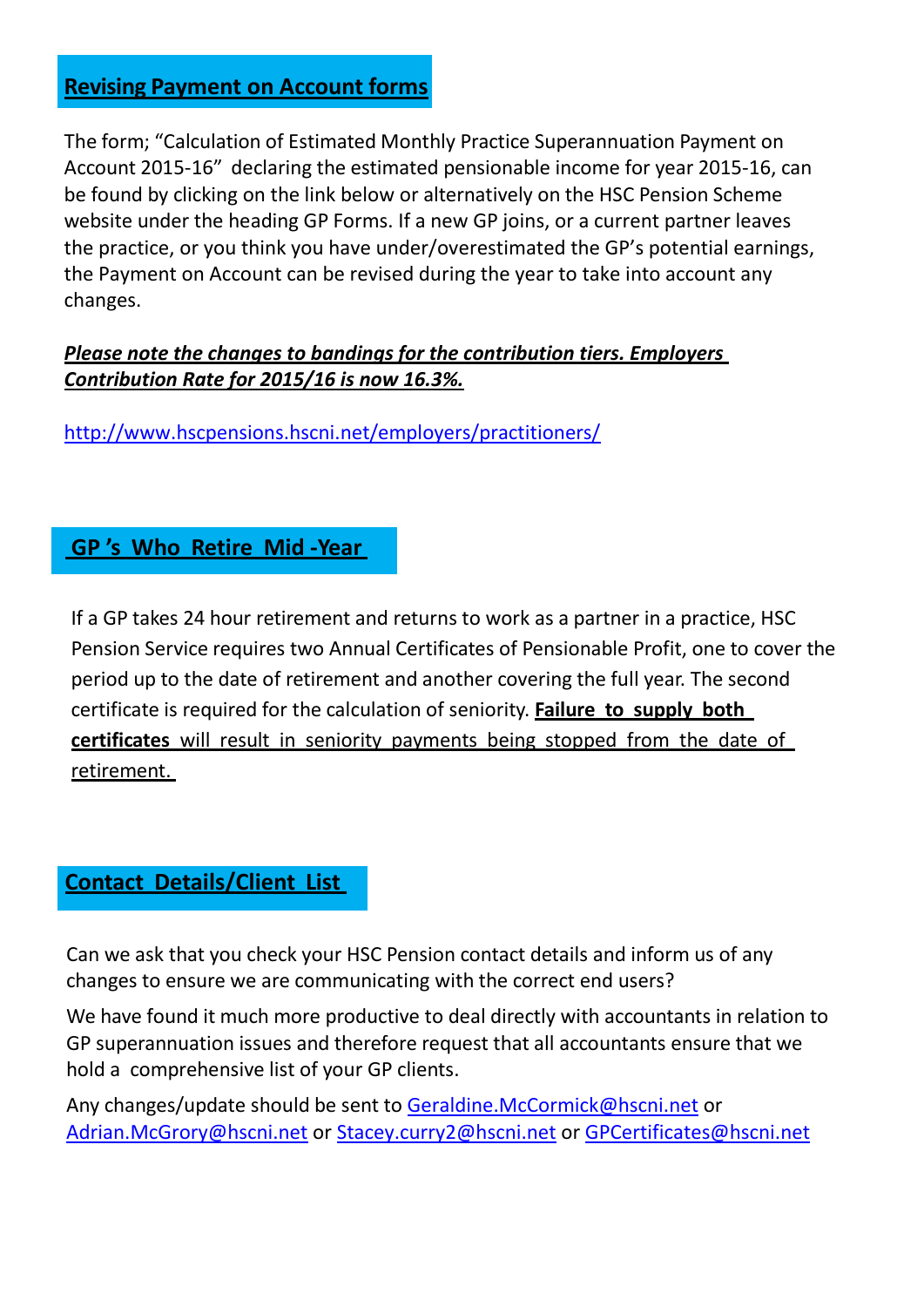## Revising Payment on Account forms

The form; "Calculation of Estimated Monthly Practice Superannuation Payment on Account 2015-16" declaring the estimated pensionable income for year 2015-16, can be found by clicking on the link below or alternatively on the HSC Pension Scheme website under the heading GP Forms. If a new GP joins, or a current partner leaves the practice, or you think you have under/overestimated the GP's potential earnings, the Payment on Account can be revised during the year to take into account any changes.

***Please note the changes to bandings for the contribution tiers. Employers Contribution Rate for 2015/16 is now 16.3%.***

http://www.hscpensions.hscni.net/employers/practitioners/

## GP 's Who Retire Mid -Year

If a GP takes 24 hour retirement and returns to work as a partner in a practice, HSC Pension Service requires two Annual Certificates of Pensionable Profit, one to cover the period up to the date of retirement and another covering the full year. The second certificate is required for the calculation of seniority. **Failure to supply both certificates** will result in seniority payments being stopped from the date of retirement.

## Contact Details/Client List

Can we ask that you check your HSC Pension contact details and inform us of any changes to ensure we are communicating with the correct end users?

We have found it much more productive to deal directly with accountants in relation to GP superannuation issues and therefore request that all accountants ensure that we hold a comprehensive list of your GP clients.

Any changes/update should be sent to Geraldine.McCormick@hscni.net or Adrian.McGrory@hscni.net or Stacey.curry2@hscni.net or GPCertificates@hscni.net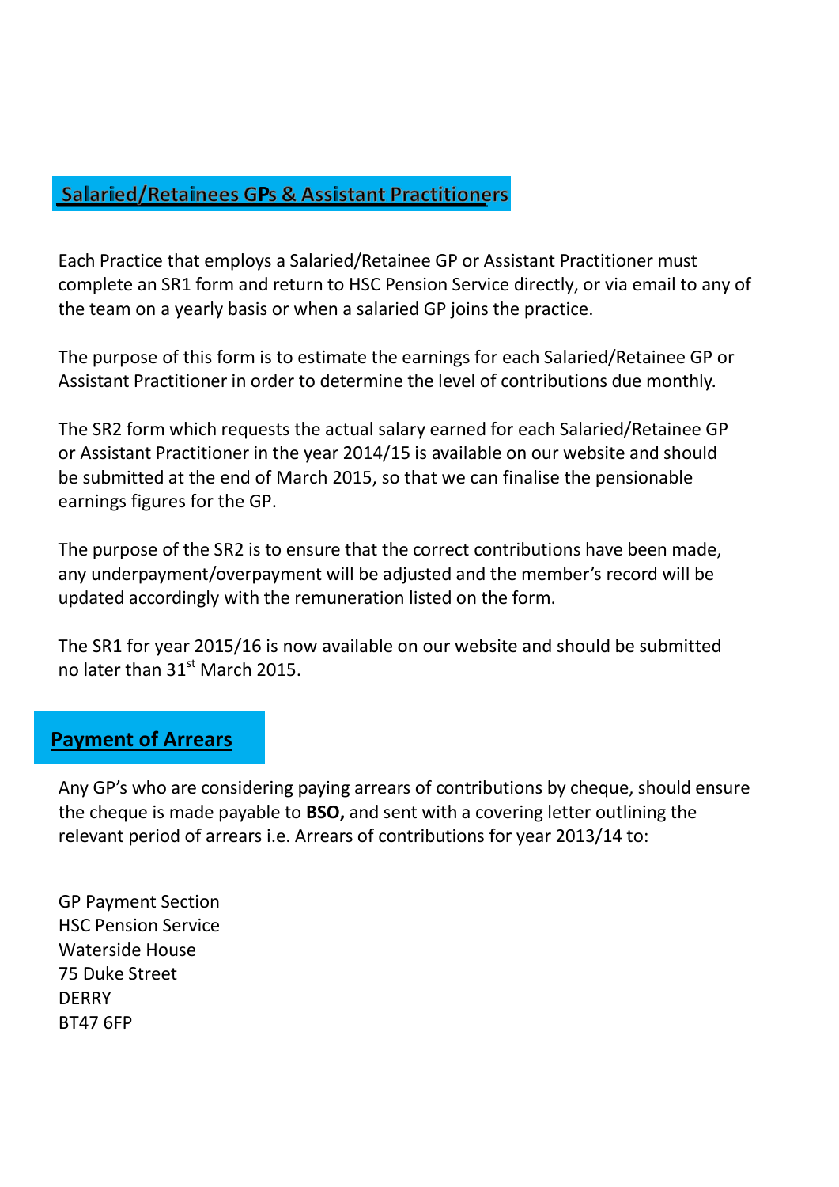## Salaried/Retainees GPs & Assistant Practitioners

Each Practice that employs a Salaried/Retainee GP or Assistant Practitioner must complete an SR1 form and return to HSC Pension Service directly, or via email to any of the team on a yearly basis or when a salaried GP joins the practice.

The purpose of this form is to estimate the earnings for each Salaried/Retainee GP or Assistant Practitioner in order to determine the level of contributions due monthly.

The SR2 form which requests the actual salary earned for each Salaried/Retainee GP or Assistant Practitioner in the year 2014/15 is available on our website and should be submitted at the end of March 2015, so that we can finalise the pensionable earnings figures for the GP.

The purpose of the SR2 is to ensure that the correct contributions have been made, any underpayment/overpayment will be adjusted and the member's record will be updated accordingly with the remuneration listed on the form.

The SR1 for year 2015/16 is now available on our website and should be submitted no later than 31st March 2015.

## Payment of Arrears

Any GP's who are considering paying arrears of contributions by cheque, should ensure the cheque is made payable to **BSO,** and sent with a covering letter outlining the relevant period of arrears i.e. Arrears of contributions for year 2013/14 to:

GP Payment Section
HSC Pension Service
Waterside House
75 Duke Street
DERRY
BT47 6FP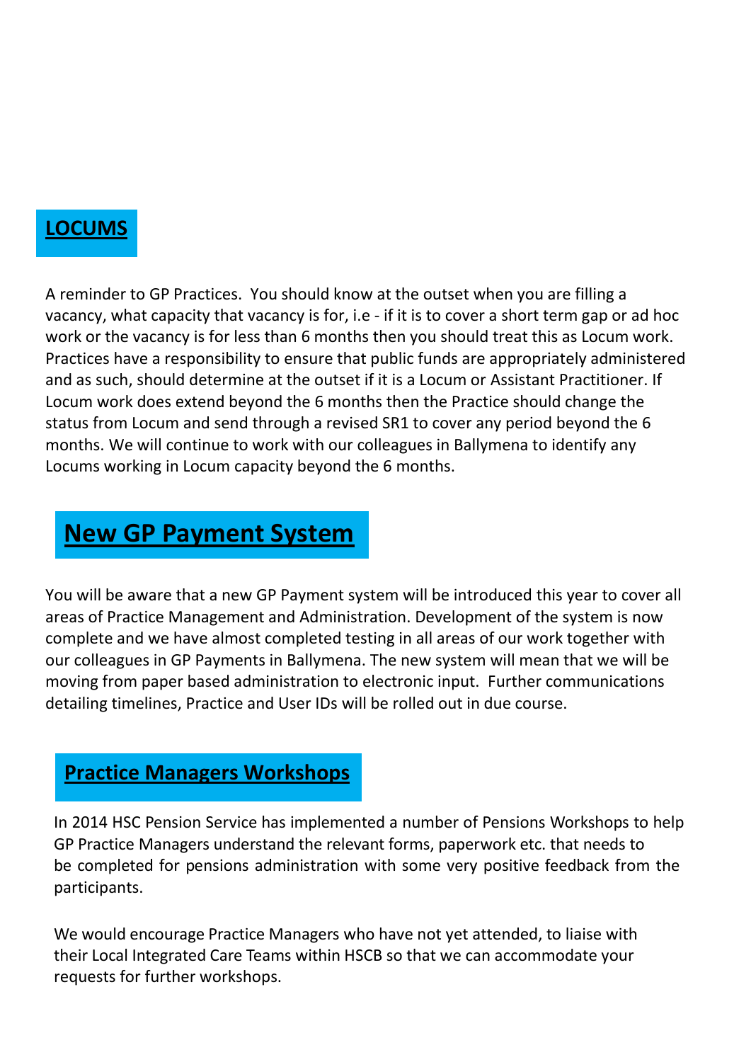## LOCUMS

A reminder to GP Practices. You should know at the outset when you are filling a vacancy, what capacity that vacancy is for, i.e - if it is to cover a short term gap or ad hoc work or the vacancy is for less than 6 months then you should treat this as Locum work. Practices have a responsibility to ensure that public funds are appropriately administered and as such, should determine at the outset if it is a Locum or Assistant Practitioner. If Locum work does extend beyond the 6 months then the Practice should change the status from Locum and send through a revised SR1 to cover any period beyond the 6 months. We will continue to work with our colleagues in Ballymena to identify any Locums working in Locum capacity beyond the 6 months.

## New GP Payment System

You will be aware that a new GP Payment system will be introduced this year to cover all areas of Practice Management and Administration. Development of the system is now complete and we have almost completed testing in all areas of our work together with our colleagues in GP Payments in Ballymena. The new system will mean that we will be moving from paper based administration to electronic input. Further communications detailing timelines, Practice and User IDs will be rolled out in due course.

## Practice Managers Workshops

In 2014 HSC Pension Service has implemented a number of Pensions Workshops to help GP Practice Managers understand the relevant forms, paperwork etc. that needs to be completed for pensions administration with some very positive feedback from the participants.

We would encourage Practice Managers who have not yet attended, to liaise with their Local Integrated Care Teams within HSCB so that we can accommodate your requests for further workshops.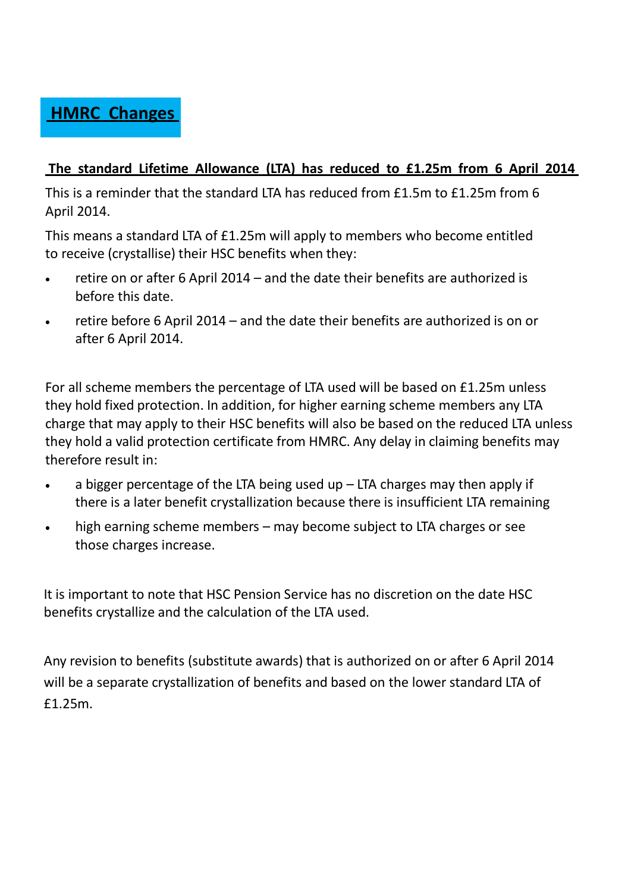## HMRC Changes

**The standard Lifetime Allowance (LTA) has reduced to £1.25m from 6 April 2014**

This is a reminder that the standard LTA has reduced from £1.5m to £1.25m from 6 April 2014.

This means a standard LTA of £1.25m will apply to members who become entitled to receive (crystallise) their HSC benefits when they:

- retire on or after 6 April 2014 – and the date their benefits are authorized is before this date.
- retire before 6 April 2014 – and the date their benefits are authorized is on or after 6 April 2014.

For all scheme members the percentage of LTA used will be based on £1.25m unless they hold fixed protection. In addition, for higher earning scheme members any LTA charge that may apply to their HSC benefits will also be based on the reduced LTA unless they hold a valid protection certificate from HMRC. Any delay in claiming benefits may therefore result in:

- a bigger percentage of the LTA being used up – LTA charges may then apply if there is a later benefit crystallization because there is insufficient LTA remaining
- high earning scheme members – may become subject to LTA charges or see those charges increase.

It is important to note that HSC Pension Service has no discretion on the date HSC benefits crystallize and the calculation of the LTA used.

Any revision to benefits (substitute awards) that is authorized on or after 6 April 2014 will be a separate crystallization of benefits and based on the lower standard LTA of £1.25m.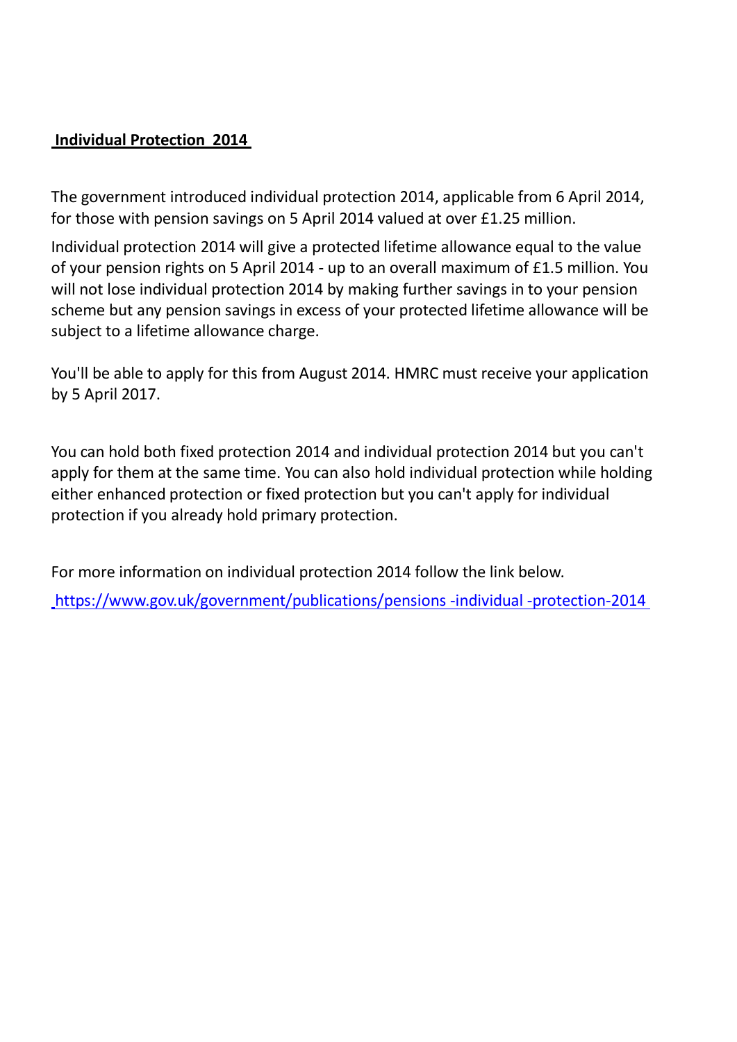**Individual Protection 2014**

The government introduced individual protection 2014, applicable from 6 April 2014, for those with pension savings on 5 April 2014 valued at over £1.25 million.

Individual protection 2014 will give a protected lifetime allowance equal to the value of your pension rights on 5 April 2014 - up to an overall maximum of £1.5 million. You will not lose individual protection 2014 by making further savings in to your pension scheme but any pension savings in excess of your protected lifetime allowance will be subject to a lifetime allowance charge.

You'll be able to apply for this from August 2014. HMRC must receive your application by 5 April 2017.

You can hold both fixed protection 2014 and individual protection 2014 but you can't apply for them at the same time. You can also hold individual protection while holding either enhanced protection or fixed protection but you can't apply for individual protection if you already hold primary protection.

For more information on individual protection 2014 follow the link below.

https://www.gov.uk/government/publications/pensions -individual -protection-2014